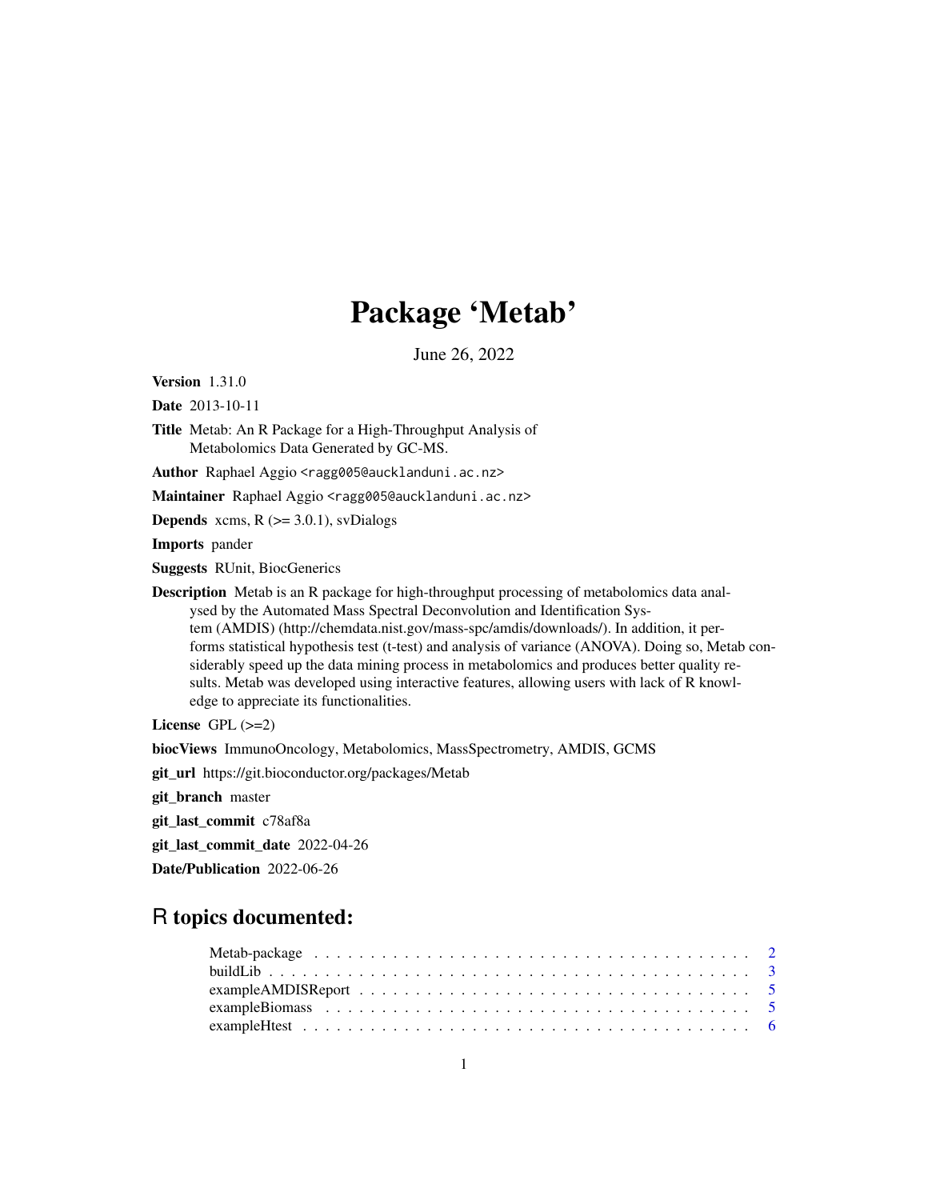# Package 'Metab'

June 26, 2022

**Version** 1.31.0

**Date** 2013-10-11

**Title** Metab: An R Package for a High-Throughput Analysis of Metabolomics Data Generated by GC-MS.

**Author** Raphael Aggio <ragg005@aucklanduni.ac.nz>

**Maintainer** Raphael Aggio <ragg005@aucklanduni.ac.nz>

**Depends** xcms, R (>= 3.0.1), svDialogs

**Imports** pander

**Suggests** RUnit, BiocGenerics

**Description** Metab is an R package for high-throughput processing of metabolomics data analysed by the Automated Mass Spectral Deconvolution and Identification System (AMDIS) (http://chemdata.nist.gov/mass-spc/amdis/downloads/). In addition, it performs statistical hypothesis test (t-test) and analysis of variance (ANOVA). Doing so, Metab considerably speed up the data mining process in metabolomics and produces better quality results. Metab was developed using interactive features, allowing users with lack of R knowledge to appreciate its functionalities.

**License** GPL (>=2)

**biocViews** ImmunoOncology, Metabolomics, MassSpectrometry, AMDIS, GCMS

**git_url** https://git.bioconductor.org/packages/Metab

**git_branch** master

**git_last_commit** c78af8a

**git_last_commit_date** 2022-04-26

**Date/Publication** 2022-06-26

## R topics documented:

- Metab-package . . . . . . . . . . . . . . . . . . . . . . . . . . . . . . . . . . . . . . . . 2
- buildLib . . . . . . . . . . . . . . . . . . . . . . . . . . . . . . . . . . . . . . . . . . . . 3
- exampleAMDISReport . . . . . . . . . . . . . . . . . . . . . . . . . . . . . . . . . . . 5
- exampleBiomass . . . . . . . . . . . . . . . . . . . . . . . . . . . . . . . . . . . . . . . 5
- exampleHtest . . . . . . . . . . . . . . . . . . . . . . . . . . . . . . . . . . . . . . . . . 6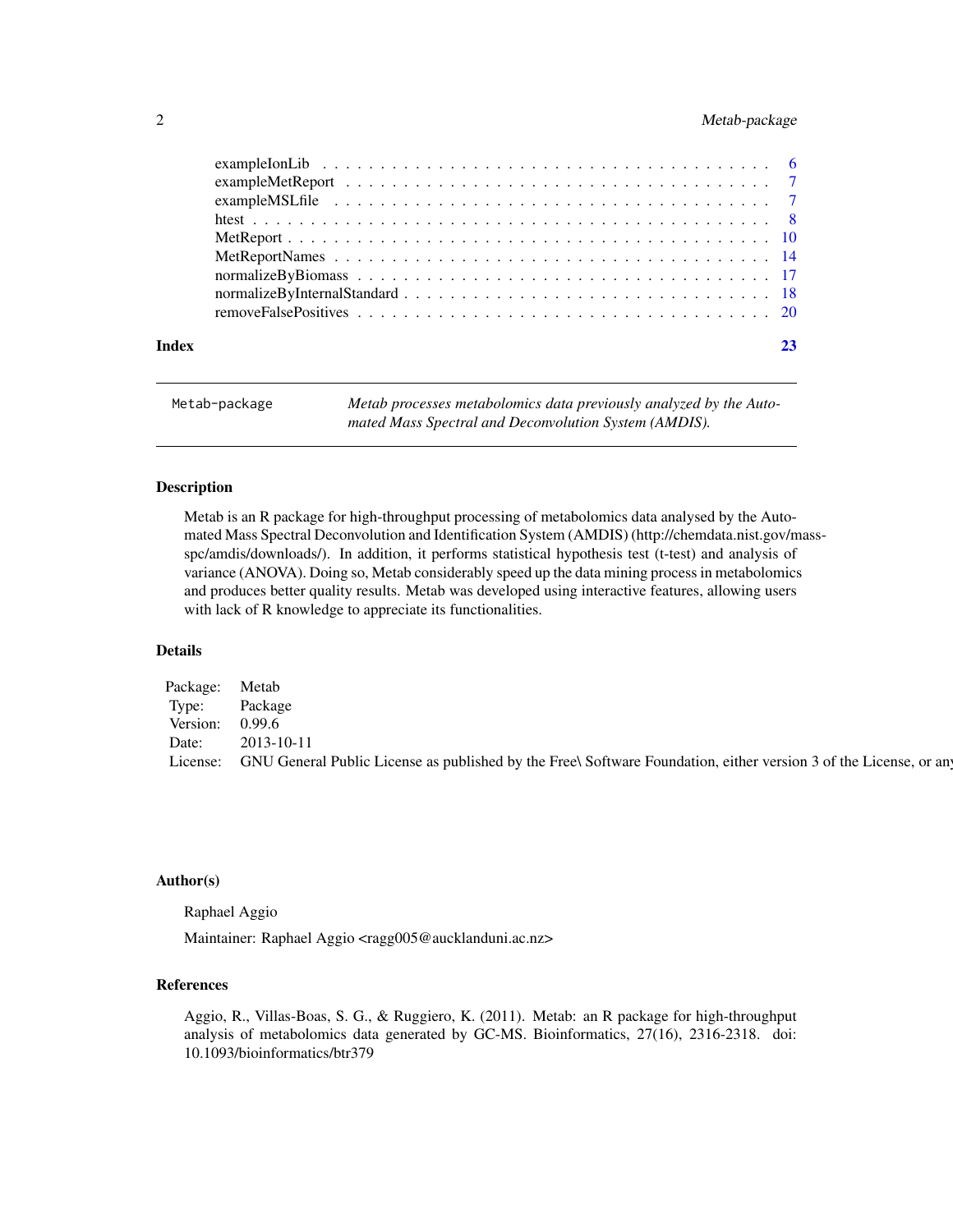exampleIonLib . . . . . . . . . . . . . . . . . . . . . . . . . . . . . . . . . . . . . . 6
exampleMetReport . . . . . . . . . . . . . . . . . . . . . . . . . . . . . . . . . . . . 7
exampleMSLfile . . . . . . . . . . . . . . . . . . . . . . . . . . . . . . . . . . . . . 7
htest . . . . . . . . . . . . . . . . . . . . . . . . . . . . . . . . . . . . . . . . . . 8
MetReport . . . . . . . . . . . . . . . . . . . . . . . . . . . . . . . . . . . . . . . 10
MetReportNames . . . . . . . . . . . . . . . . . . . . . . . . . . . . . . . . . . . . 14
normalizeByBiomass . . . . . . . . . . . . . . . . . . . . . . . . . . . . . . . . . . 17
normalizeByInternalStandard . . . . . . . . . . . . . . . . . . . . . . . . . . . . . . 18
removeFalsePositives . . . . . . . . . . . . . . . . . . . . . . . . . . . . . . . . . 20

**Index** **23**

---

`Metab-package` *Metab processes metabolomics data previously analyzed by the Automated Mass Spectral and Deconvolution System (AMDIS).*

---

## Description

Metab is an R package for high-throughput processing of metabolomics data analysed by the Automated Mass Spectral Deconvolution and Identification System (AMDIS) (http://chemdata.nist.gov/mass-spc/amdis/downloads/). In addition, it performs statistical hypothesis test (t-test) and analysis of variance (ANOVA). Doing so, Metab considerably speed up the data mining process in metabolomics and produces better quality results. Metab was developed using interactive features, allowing users with lack of R knowledge to appreciate its functionalities.

## Details

| | |
|---|---|
| Package: | Metab |
| Type: | Package |
| Version: | 0.99.6 |
| Date: | 2013-10-11 |
| License: | GNU General Public License as published by the Free\ Software Foundation, either version 3 of the License, or any |

## Author(s)

Raphael Aggio

Maintainer: Raphael Aggio <ragg005@aucklanduni.ac.nz>

## References

Aggio, R., Villas-Boas, S. G., & Ruggiero, K. (2011). Metab: an R package for high-throughput analysis of metabolomics data generated by GC-MS. Bioinformatics, 27(16), 2316-2318. doi: 10.1093/bioinformatics/btr379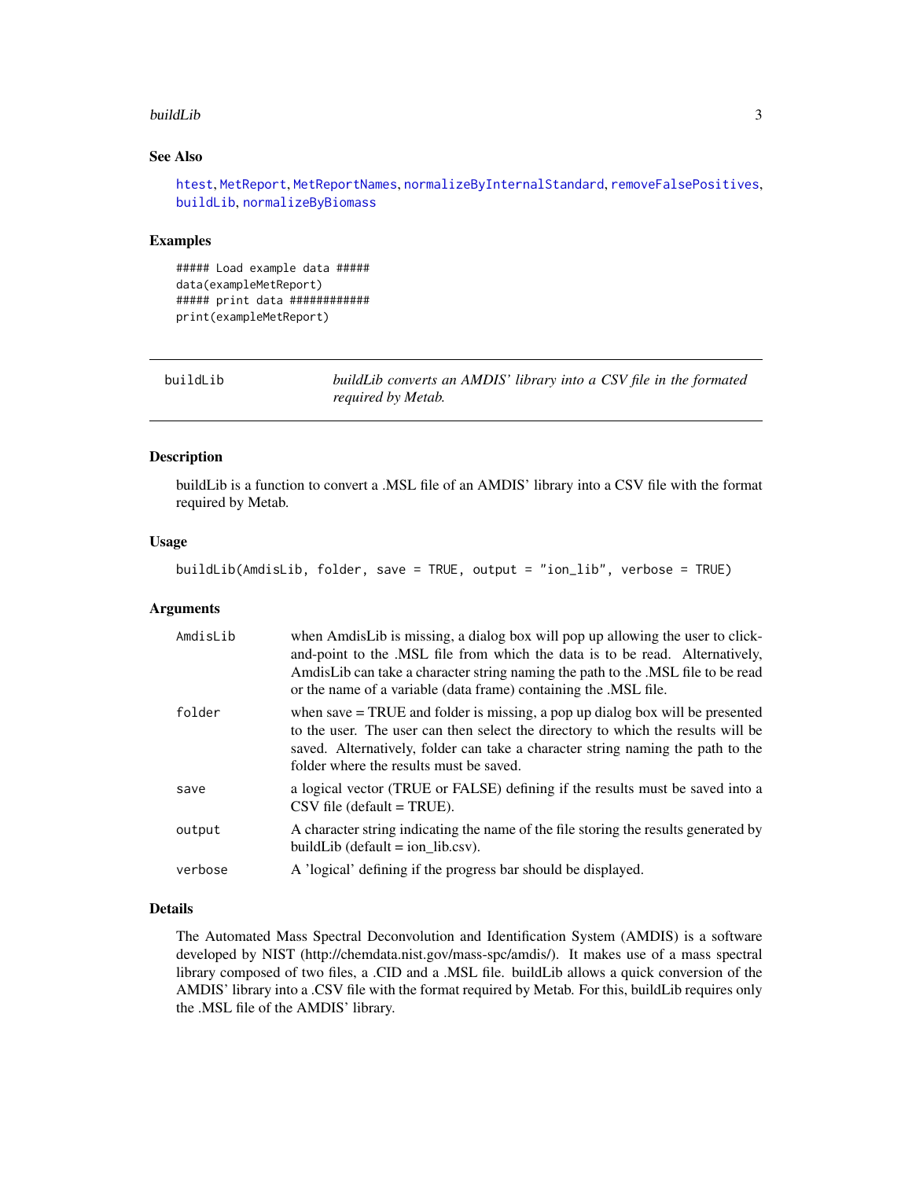### See Also

htest, MetReport, MetReportNames, normalizeByInternalStandard, removeFalsePositives, buildLib, normalizeByBiomass

### Examples

```
##### Load example data #####
data(exampleMetReport)
##### print data ############
print(exampleMetReport)
```

---

## buildLib — *buildLib converts an AMDIS' library into a CSV file in the formated required by Metab.*

---

### Description

buildLib is a function to convert a .MSL file of an AMDIS' library into a CSV file with the format required by Metab.

### Usage

```
buildLib(AmdisLib, folder, save = TRUE, output = "ion_lib", verbose = TRUE)
```

### Arguments

| | |
|---|---|
| AmdisLib | when AmdisLib is missing, a dialog box will pop up allowing the user to click-and-point to the .MSL file from which the data is to be read. Alternatively, AmdisLib can take a character string naming the path to the .MSL file to be read or the name of a variable (data frame) containing the .MSL file. |
| folder | when save = TRUE and folder is missing, a pop up dialog box will be presented to the user. The user can then select the directory to which the results will be saved. Alternatively, folder can take a character string naming the path to the folder where the results must be saved. |
| save | a logical vector (TRUE or FALSE) defining if the results must be saved into a CSV file (default = TRUE). |
| output | A character string indicating the name of the file storing the results generated by buildLib (default = ion_lib.csv). |
| verbose | A 'logical' defining if the progress bar should be displayed. |

### Details

The Automated Mass Spectral Deconvolution and Identification System (AMDIS) is a software developed by NIST (http://chemdata.nist.gov/mass-spc/amdis/). It makes use of a mass spectral library composed of two files, a .CID and a .MSL file. buildLib allows a quick conversion of the AMDIS' library into a .CSV file with the format required by Metab. For this, buildLib requires only the .MSL file of the AMDIS' library.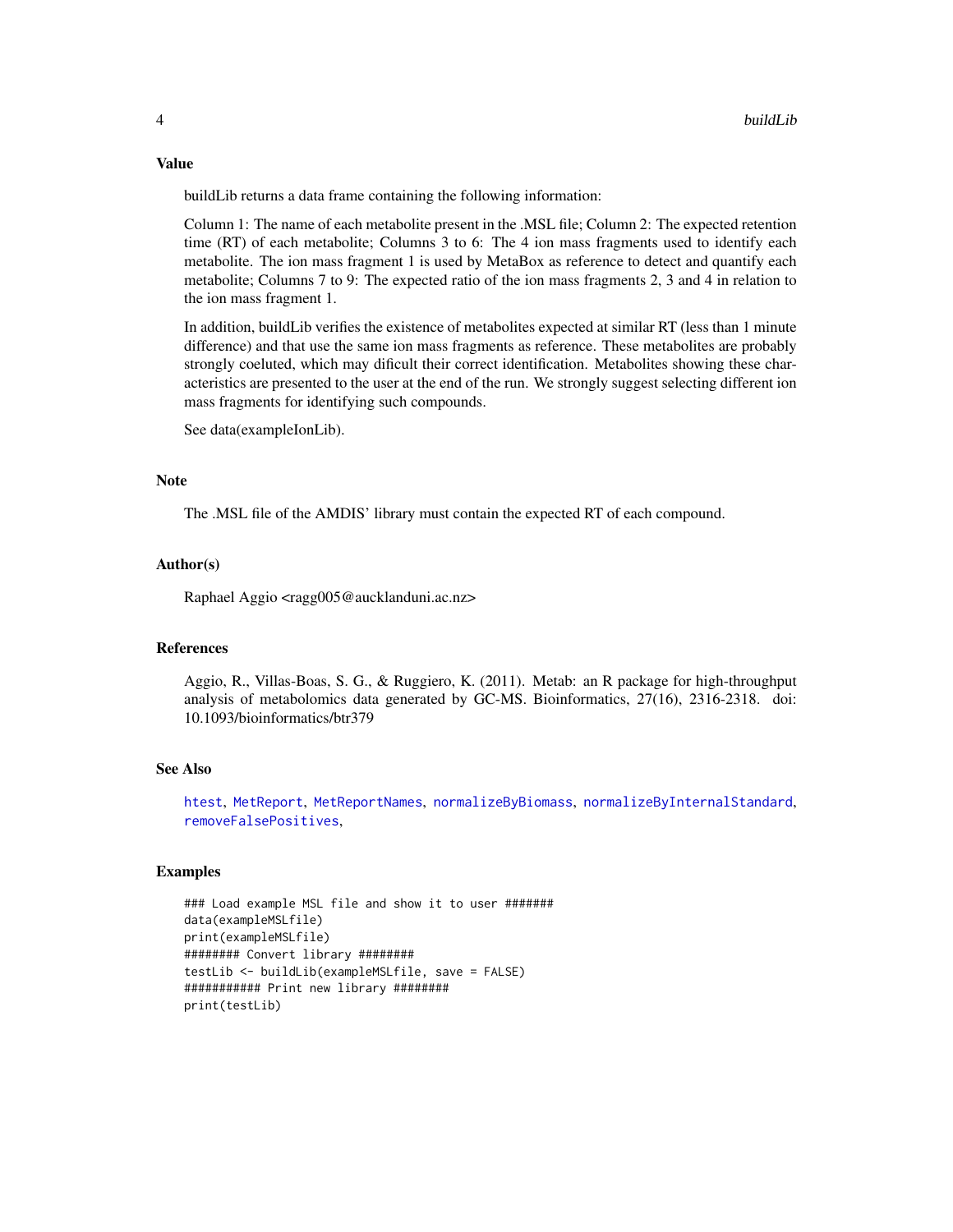## Value

buildLib returns a data frame containing the following information:

Column 1: The name of each metabolite present in the .MSL file; Column 2: The expected retention time (RT) of each metabolite; Columns 3 to 6: The 4 ion mass fragments used to identify each metabolite. The ion mass fragment 1 is used by MetaBox as reference to detect and quantify each metabolite; Columns 7 to 9: The expected ratio of the ion mass fragments 2, 3 and 4 in relation to the ion mass fragment 1.

In addition, buildLib verifies the existence of metabolites expected at similar RT (less than 1 minute difference) and that use the same ion mass fragments as reference. These metabolites are probably strongly coeluted, which may dificult their correct identification. Metabolites showing these characteristics are presented to the user at the end of the run. We strongly suggest selecting different ion mass fragments for identifying such compounds.

See data(exampleIonLib).

## Note

The .MSL file of the AMDIS' library must contain the expected RT of each compound.

## Author(s)

Raphael Aggio <ragg005@aucklanduni.ac.nz>

## References

Aggio, R., Villas-Boas, S. G., & Ruggiero, K. (2011). Metab: an R package for high-throughput analysis of metabolomics data generated by GC-MS. Bioinformatics, 27(16), 2316-2318. doi: 10.1093/bioinformatics/btr379

## See Also

htest, MetReport, MetReportNames, normalizeByBiomass, normalizeByInternalStandard, removeFalsePositives,

## Examples

```
### Load example MSL file and show it to user #######
data(exampleMSLfile)
print(exampleMSLfile)
######## Convert library ########
testLib <- buildLib(exampleMSLfile, save = FALSE)
########### Print new library ########
print(testLib)
```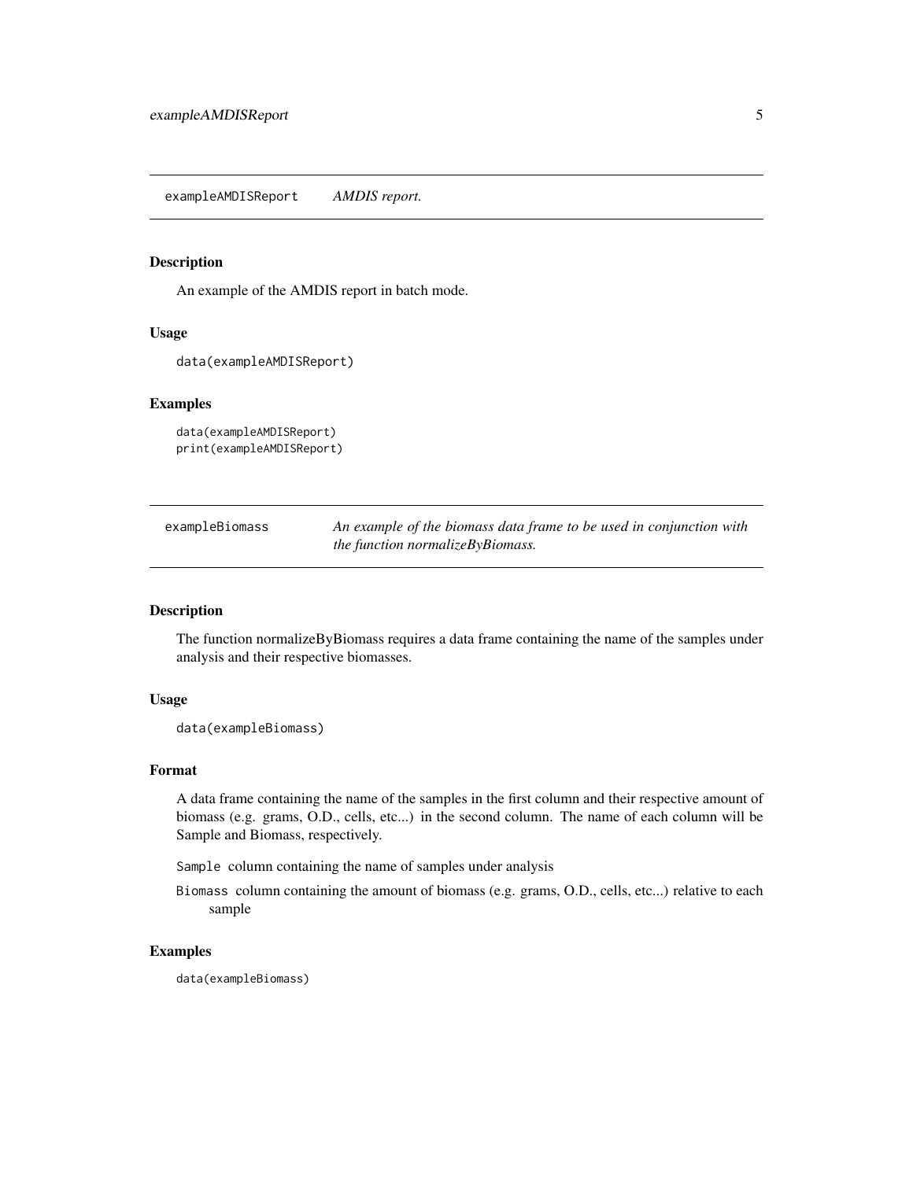## exampleAMDISReport *AMDIS report.*

### Description

An example of the AMDIS report in batch mode.

### Usage

```
data(exampleAMDISReport)
```

### Examples

```
data(exampleAMDISReport)
print(exampleAMDISReport)
```

## exampleBiomass *An example of the biomass data frame to be used in conjunction with the function normalizeByBiomass.*

### Description

The function normalizeByBiomass requires a data frame containing the name of the samples under analysis and their respective biomasses.

### Usage

```
data(exampleBiomass)
```

### Format

A data frame containing the name of the samples in the first column and their respective amount of biomass (e.g. grams, O.D., cells, etc...) in the second column. The name of each column will be Sample and Biomass, respectively.

`Sample` column containing the name of samples under analysis

`Biomass` column containing the amount of biomass (e.g. grams, O.D., cells, etc...) relative to each sample

### Examples

```
data(exampleBiomass)
```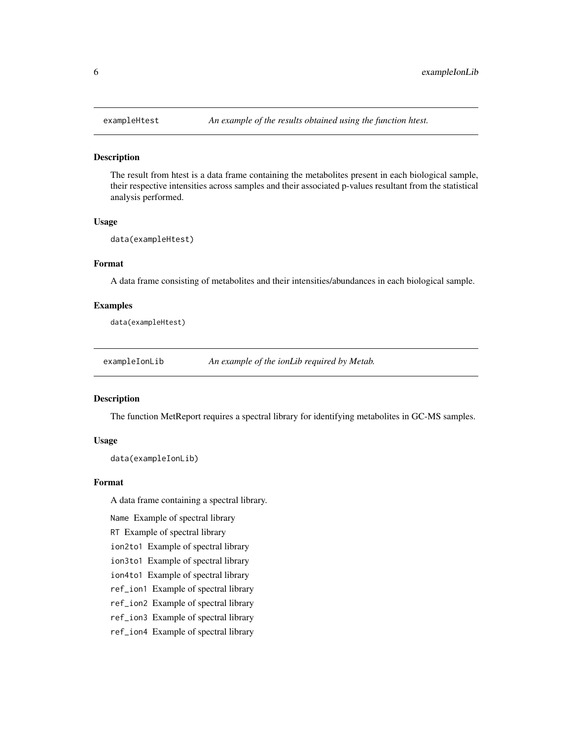## exampleHtest — *An example of the results obtained using the function htest.*

### Description

The result from htest is a data frame containing the metabolites present in each biological sample, their respective intensities across samples and their associated p-values resultant from the statistical analysis performed.

### Usage

```
data(exampleHtest)
```

### Format

A data frame consisting of metabolites and their intensities/abundances in each biological sample.

### Examples

```
data(exampleHtest)
```

## exampleIonLib — *An example of the ionLib required by Metab.*

### Description

The function MetReport requires a spectral library for identifying metabolites in GC-MS samples.

### Usage

```
data(exampleIonLib)
```

### Format

A data frame containing a spectral library.

- `Name` Example of spectral library
- `RT` Example of spectral library
- `ion2to1` Example of spectral library
- `ion3to1` Example of spectral library
- `ion4to1` Example of spectral library
- `ref_ion1` Example of spectral library
- `ref_ion2` Example of spectral library
- `ref_ion3` Example of spectral library
- `ref_ion4` Example of spectral library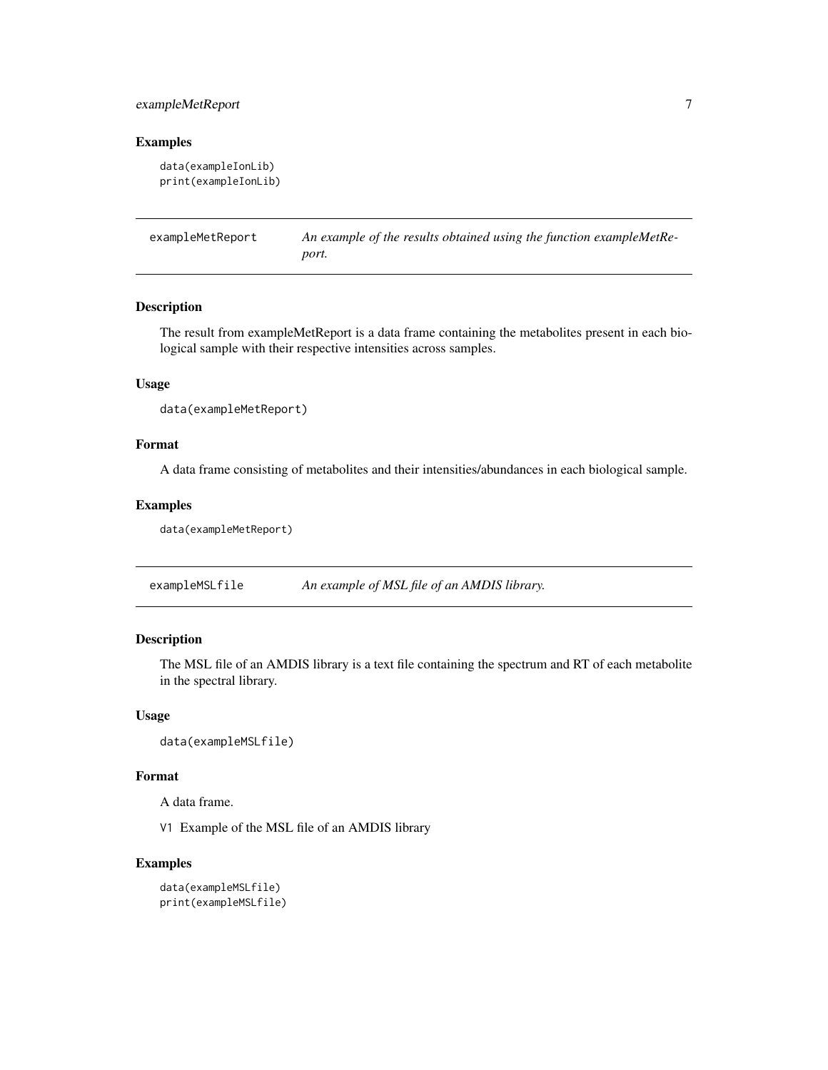### Examples

```
data(exampleIonLib)
print(exampleIonLib)
```

---

## exampleMetReport — *An example of the results obtained using the function exampleMetReport.*

---

### Description

The result from exampleMetReport is a data frame containing the metabolites present in each biological sample with their respective intensities across samples.

### Usage

```
data(exampleMetReport)
```

### Format

A data frame consisting of metabolites and their intensities/abundances in each biological sample.

### Examples

```
data(exampleMetReport)
```

---

## exampleMSLfile — *An example of MSL file of an AMDIS library.*

---

### Description

The MSL file of an AMDIS library is a text file containing the spectrum and RT of each metabolite in the spectral library.

### Usage

```
data(exampleMSLfile)
```

### Format

A data frame.

V1 Example of the MSL file of an AMDIS library

### Examples

```
data(exampleMSLfile)
print(exampleMSLfile)
```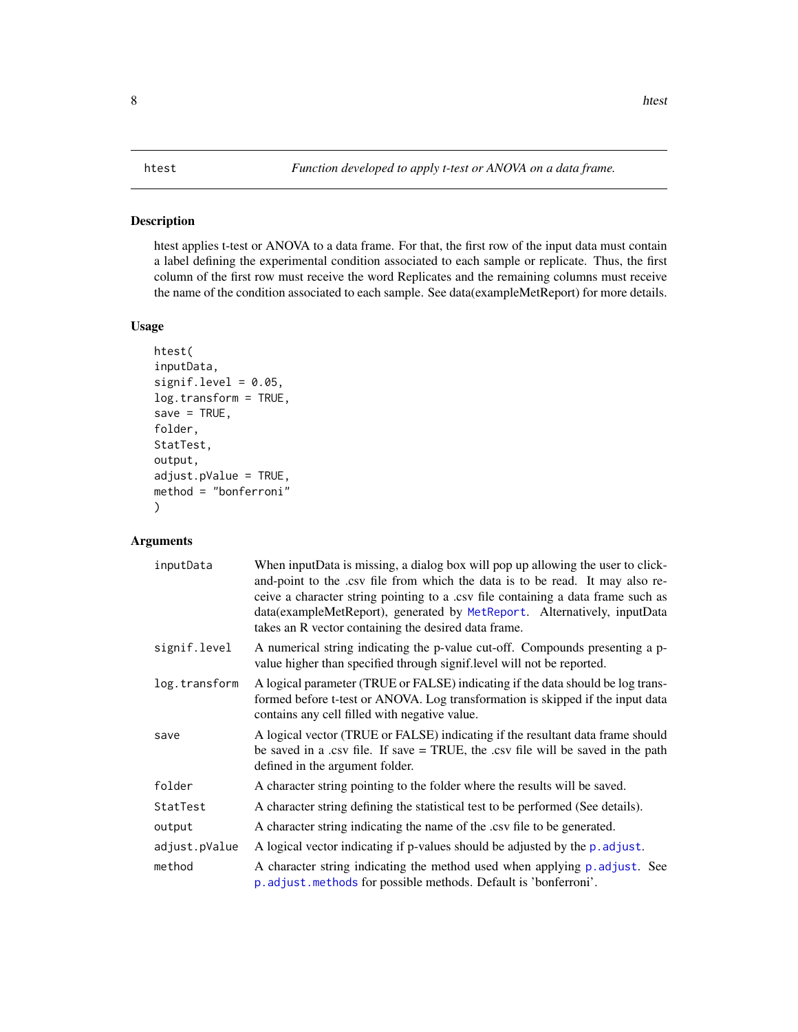htest *Function developed to apply t-test or ANOVA on a data frame.*

## Description

htest applies t-test or ANOVA to a data frame. For that, the first row of the input data must contain a label defining the experimental condition associated to each sample or replicate. Thus, the first column of the first row must receive the word Replicates and the remaining columns must receive the name of the condition associated to each sample. See data(exampleMetReport) for more details.

## Usage

```
htest(
inputData,
signif.level = 0.05,
log.transform = TRUE,
save = TRUE,
folder,
StatTest,
output,
adjust.pValue = TRUE,
method = "bonferroni"
)
```

## Arguments

| | |
|---|---|
| inputData | When inputData is missing, a dialog box will pop up allowing the user to click-and-point to the .csv file from which the data is to be read. It may also receive a character string pointing to a .csv file containing a data frame such as data(exampleMetReport), generated by MetReport. Alternatively, inputData takes an R vector containing the desired data frame. |
| signif.level | A numerical string indicating the p-value cut-off. Compounds presenting a p-value higher than specified through signif.level will not be reported. |
| log.transform | A logical parameter (TRUE or FALSE) indicating if the data should be log transformed before t-test or ANOVA. Log transformation is skipped if the input data contains any cell filled with negative value. |
| save | A logical vector (TRUE or FALSE) indicating if the resultant data frame should be saved in a .csv file. If save = TRUE, the .csv file will be saved in the path defined in the argument folder. |
| folder | A character string pointing to the folder where the results will be saved. |
| StatTest | A character string defining the statistical test to be performed (See details). |
| output | A character string indicating the name of the .csv file to be generated. |
| adjust.pValue | A logical vector indicating if p-values should be adjusted by the p.adjust. |
| method | A character string indicating the method used when applying p.adjust. See p.adjust.methods for possible methods. Default is 'bonferroni'. |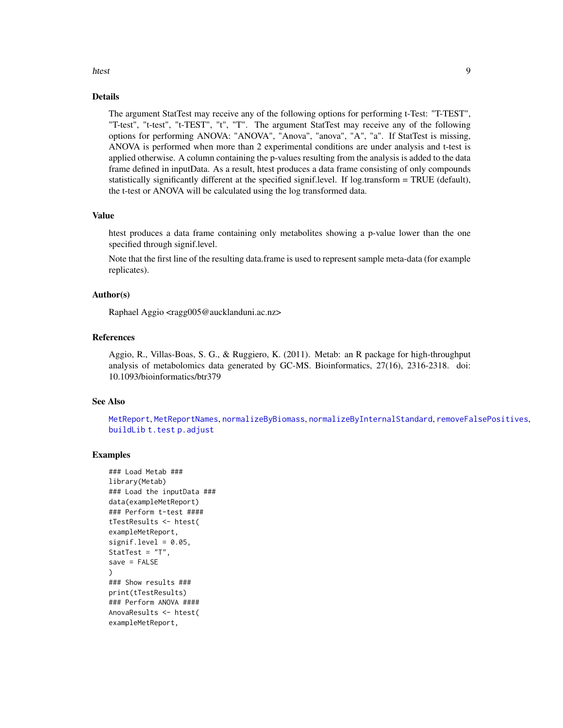## Details

The argument StatTest may receive any of the following options for performing t-Test: "T-TEST", "T-test", "t-test", "t-TEST", "t", "T". The argument StatTest may receive any of the following options for performing ANOVA: "ANOVA", "Anova", "anova", "A", "a". If StatTest is missing, ANOVA is performed when more than 2 experimental conditions are under analysis and t-test is applied otherwise. A column containing the p-values resulting from the analysis is added to the data frame defined in inputData. As a result, htest produces a data frame consisting of only compounds statistically significantly different at the specified signif.level. If log.transform = TRUE (default), the t-test or ANOVA will be calculated using the log transformed data.

## Value

htest produces a data frame containing only metabolites showing a p-value lower than the one specified through signif.level.

Note that the first line of the resulting data.frame is used to represent sample meta-data (for example replicates).

## Author(s)

Raphael Aggio <ragg005@aucklanduni.ac.nz>

## References

Aggio, R., Villas-Boas, S. G., & Ruggiero, K. (2011). Metab: an R package for high-throughput analysis of metabolomics data generated by GC-MS. Bioinformatics, 27(16), 2316-2318. doi: 10.1093/bioinformatics/btr379

## See Also

MetReport, MetReportNames, normalizeByBiomass, normalizeByInternalStandard, removeFalsePositives, buildLib t.test p.adjust

## Examples

```
### Load Metab ###
library(Metab)
### Load the inputData ###
data(exampleMetReport)
### Perform t-test ####
tTestResults <- htest(
exampleMetReport,
signif.level = 0.05,
StatTest = "T",
save = FALSE
)
### Show results ###
print(tTestResults)
### Perform ANOVA ####
AnovaResults <- htest(
exampleMetReport,
```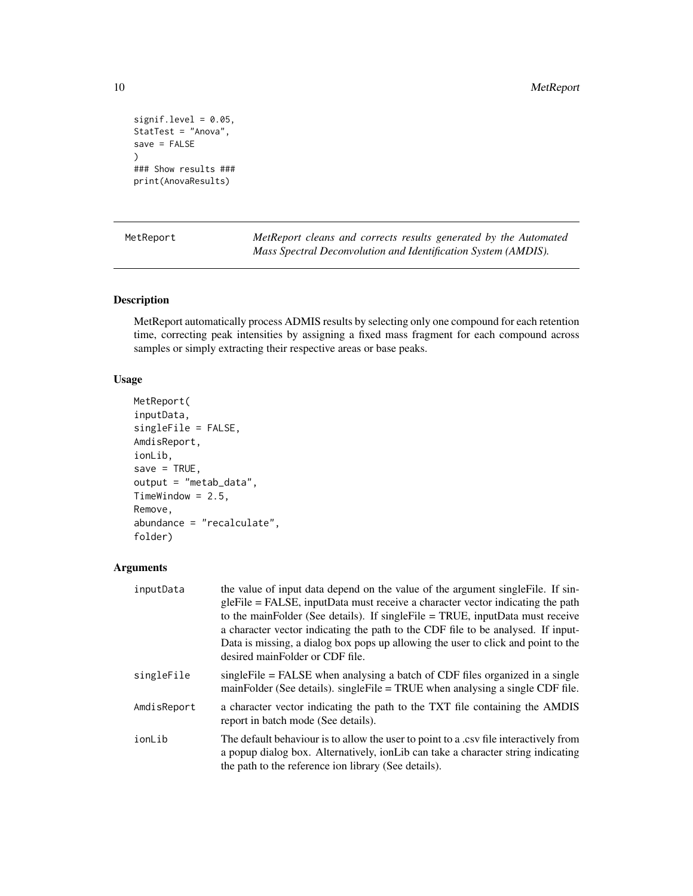```
signif.level = 0.05,
StatTest = "Anova",
save = FALSE
)
### Show results ###
print(AnovaResults)
```

## MetReport

*MetReport cleans and corrects results generated by the Automated Mass Spectral Deconvolution and Identification System (AMDIS).*

### Description

MetReport automatically process ADMIS results by selecting only one compound for each retention time, correcting peak intensities by assigning a fixed mass fragment for each compound across samples or simply extracting their respective areas or base peaks.

### Usage

```
MetReport(
inputData,
singleFile = FALSE,
AmdisReport,
ionLib,
save = TRUE,
output = "metab_data",
TimeWindow = 2.5,
Remove,
abundance = "recalculate",
folder)
```

### Arguments

| | |
|---|---|
| inputData | the value of input data depend on the value of the argument singleFile. If singleFile = FALSE, inputData must receive a character vector indicating the path to the mainFolder (See details). If singleFile = TRUE, inputData must receive a character vector indicating the path to the CDF file to be analysed. If inputData is missing, a dialog box pops up allowing the user to click and point to the desired mainFolder or CDF file. |
| singleFile | singleFile = FALSE when analysing a batch of CDF files organized in a single mainFolder (See details). singleFile = TRUE when analysing a single CDF file. |
| AmdisReport | a character vector indicating the path to the TXT file containing the AMDIS report in batch mode (See details). |
| ionLib | The default behaviour is to allow the user to point to a .csv file interactively from a popup dialog box. Alternatively, ionLib can take a character string indicating the path to the reference ion library (See details). |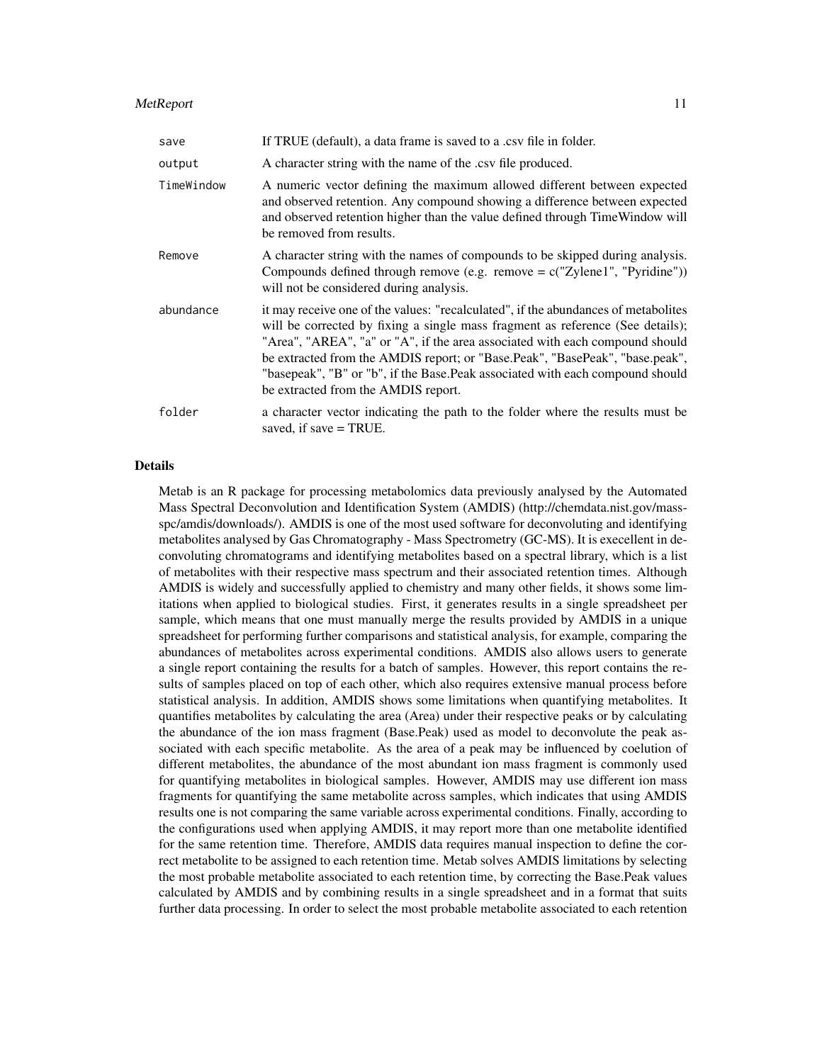| | |
|---|---|
| `save` | If TRUE (default), a data frame is saved to a .csv file in folder. |
| `output` | A character string with the name of the .csv file produced. |
| `TimeWindow` | A numeric vector defining the maximum allowed different between expected and observed retention. Any compound showing a difference between expected and observed retention higher than the value defined through TimeWindow will be removed from results. |
| `Remove` | A character string with the names of compounds to be skipped during analysis. Compounds defined through remove (e.g. remove = c("Zylene1", "Pyridine")) will not be considered during analysis. |
| `abundance` | it may receive one of the values: "recalculated", if the abundances of metabolites will be corrected by fixing a single mass fragment as reference (See details); "Area", "AREA", "a" or "A", if the area associated with each compound should be extracted from the AMDIS report; or "Base.Peak", "BasePeak", "base.peak", "basepeak", "B" or "b", if the Base.Peak associated with each compound should be extracted from the AMDIS report. |
| `folder` | a character vector indicating the path to the folder where the results must be saved, if save = TRUE. |

## Details

Metab is an R package for processing metabolomics data previously analysed by the Automated Mass Spectral Deconvolution and Identification System (AMDIS) (http://chemdata.nist.gov/mass-spc/amdis/downloads/). AMDIS is one of the most used software for deconvoluting and identifying metabolites analysed by Gas Chromatography - Mass Spectrometry (GC-MS). It is execellent in deconvoluting chromatograms and identifying metabolites based on a spectral library, which is a list of metabolites with their respective mass spectrum and their associated retention times. Although AMDIS is widely and successfully applied to chemistry and many other fields, it shows some limitations when applied to biological studies. First, it generates results in a single spreadsheet per sample, which means that one must manually merge the results provided by AMDIS in a unique spreadsheet for performing further comparisons and statistical analysis, for example, comparing the abundances of metabolites across experimental conditions. AMDIS also allows users to generate a single report containing the results for a batch of samples. However, this report contains the results of samples placed on top of each other, which also requires extensive manual process before statistical analysis. In addition, AMDIS shows some limitations when quantifying metabolites. It quantifies metabolites by calculating the area (Area) under their respective peaks or by calculating the abundance of the ion mass fragment (Base.Peak) used as model to deconvolute the peak associated with each specific metabolite. As the area of a peak may be influenced by coelution of different metabolites, the abundance of the most abundant ion mass fragment is commonly used for quantifying metabolites in biological samples. However, AMDIS may use different ion mass fragments for quantifying the same metabolite across samples, which indicates that using AMDIS results one is not comparing the same variable across experimental conditions. Finally, according to the configurations used when applying AMDIS, it may report more than one metabolite identified for the same retention time. Therefore, AMDIS data requires manual inspection to define the correct metabolite to be assigned to each retention time. Metab solves AMDIS limitations by selecting the most probable metabolite associated to each retention time, by correcting the Base.Peak values calculated by AMDIS and by combining results in a single spreadsheet and in a format that suits further data processing. In order to select the most probable metabolite associated to each retention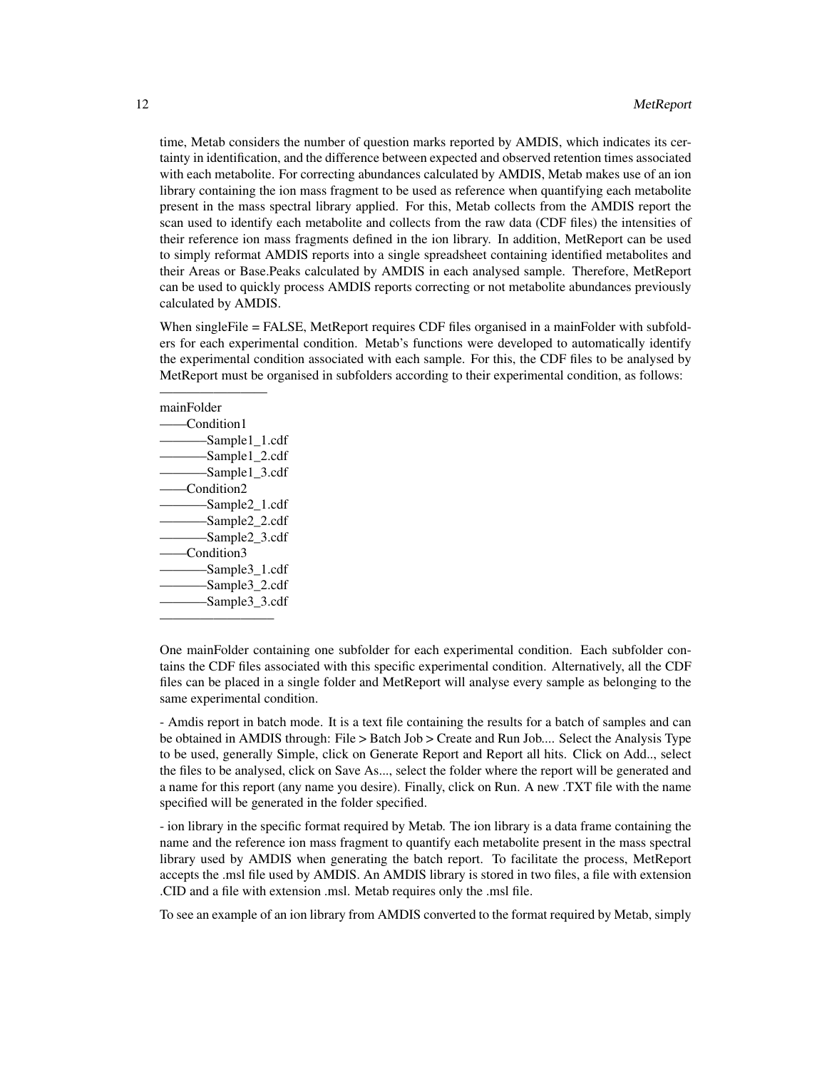time, Metab considers the number of question marks reported by AMDIS, which indicates its certainty in identification, and the difference between expected and observed retention times associated with each metabolite. For correcting abundances calculated by AMDIS, Metab makes use of an ion library containing the ion mass fragment to be used as reference when quantifying each metabolite present in the mass spectral library applied. For this, Metab collects from the AMDIS report the scan used to identify each metabolite and collects from the raw data (CDF files) the intensities of their reference ion mass fragments defined in the ion library. In addition, MetReport can be used to simply reformat AMDIS reports into a single spreadsheet containing identified metabolites and their Areas or Base.Peaks calculated by AMDIS in each analysed sample. Therefore, MetReport can be used to quickly process AMDIS reports correcting or not metabolite abundances previously calculated by AMDIS.

When singleFile = FALSE, MetReport requires CDF files organised in a mainFolder with subfolders for each experimental condition. Metab's functions were developed to automatically identify the experimental condition associated with each sample. For this, the CDF files to be analysed by MetReport must be organised in subfolders according to their experimental condition, as follows:

```
—————————
mainFolder
——Condition1
————Sample1_1.cdf
————Sample1_2.cdf
————Sample1_3.cdf
——Condition2
————Sample2_1.cdf
————Sample2_2.cdf
————Sample2_3.cdf
——Condition3
————Sample3_1.cdf
————Sample3_2.cdf
————Sample3_3.cdf
—————————
```

One mainFolder containing one subfolder for each experimental condition. Each subfolder contains the CDF files associated with this specific experimental condition. Alternatively, all the CDF files can be placed in a single folder and MetReport will analyse every sample as belonging to the same experimental condition.

- Amdis report in batch mode. It is a text file containing the results for a batch of samples and can be obtained in AMDIS through: File > Batch Job > Create and Run Job.... Select the Analysis Type to be used, generally Simple, click on Generate Report and Report all hits. Click on Add.., select the files to be analysed, click on Save As..., select the folder where the report will be generated and a name for this report (any name you desire). Finally, click on Run. A new .TXT file with the name specified will be generated in the folder specified.

- ion library in the specific format required by Metab. The ion library is a data frame containing the name and the reference ion mass fragment to quantify each metabolite present in the mass spectral library used by AMDIS when generating the batch report. To facilitate the process, MetReport accepts the .msl file used by AMDIS. An AMDIS library is stored in two files, a file with extension .CID and a file with extension .msl. Metab requires only the .msl file.

To see an example of an ion library from AMDIS converted to the format required by Metab, simply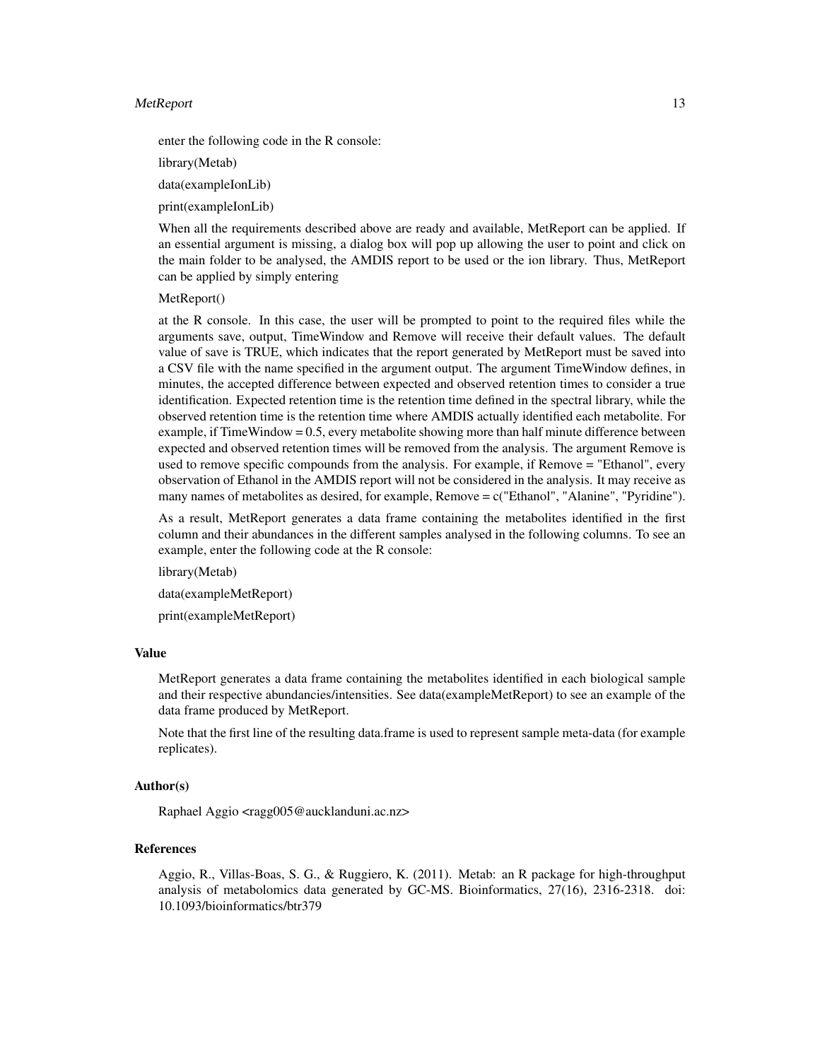enter the following code in the R console:

library(Metab)

data(exampleIonLib)

print(exampleIonLib)

When all the requirements described above are ready and available, MetReport can be applied. If an essential argument is missing, a dialog box will pop up allowing the user to point and click on the main folder to be analysed, the AMDIS report to be used or the ion library. Thus, MetReport can be applied by simply entering

MetReport()

at the R console. In this case, the user will be prompted to point to the required files while the arguments save, output, TimeWindow and Remove will receive their default values. The default value of save is TRUE, which indicates that the report generated by MetReport must be saved into a CSV file with the name specified in the argument output. The argument TimeWindow defines, in minutes, the accepted difference between expected and observed retention times to consider a true identification. Expected retention time is the retention time defined in the spectral library, while the observed retention time is the retention time where AMDIS actually identified each metabolite. For example, if TimeWindow = 0.5, every metabolite showing more than half minute difference between expected and observed retention times will be removed from the analysis. The argument Remove is used to remove specific compounds from the analysis. For example, if Remove = "Ethanol", every observation of Ethanol in the AMDIS report will not be considered in the analysis. It may receive as many names of metabolites as desired, for example, Remove = c("Ethanol", "Alanine", "Pyridine").

As a result, MetReport generates a data frame containing the metabolites identified in the first column and their abundances in the different samples analysed in the following columns. To see an example, enter the following code at the R console:

library(Metab)

data(exampleMetReport)

print(exampleMetReport)

### Value

MetReport generates a data frame containing the metabolites identified in each biological sample and their respective abundancies/intensities. See data(exampleMetReport) to see an example of the data frame produced by MetReport.

Note that the first line of the resulting data.frame is used to represent sample meta-data (for example replicates).

### Author(s)

Raphael Aggio <ragg005@aucklanduni.ac.nz>

### References

Aggio, R., Villas-Boas, S. G., & Ruggiero, K. (2011). Metab: an R package for high-throughput analysis of metabolomics data generated by GC-MS. Bioinformatics, 27(16), 2316-2318. doi: 10.1093/bioinformatics/btr379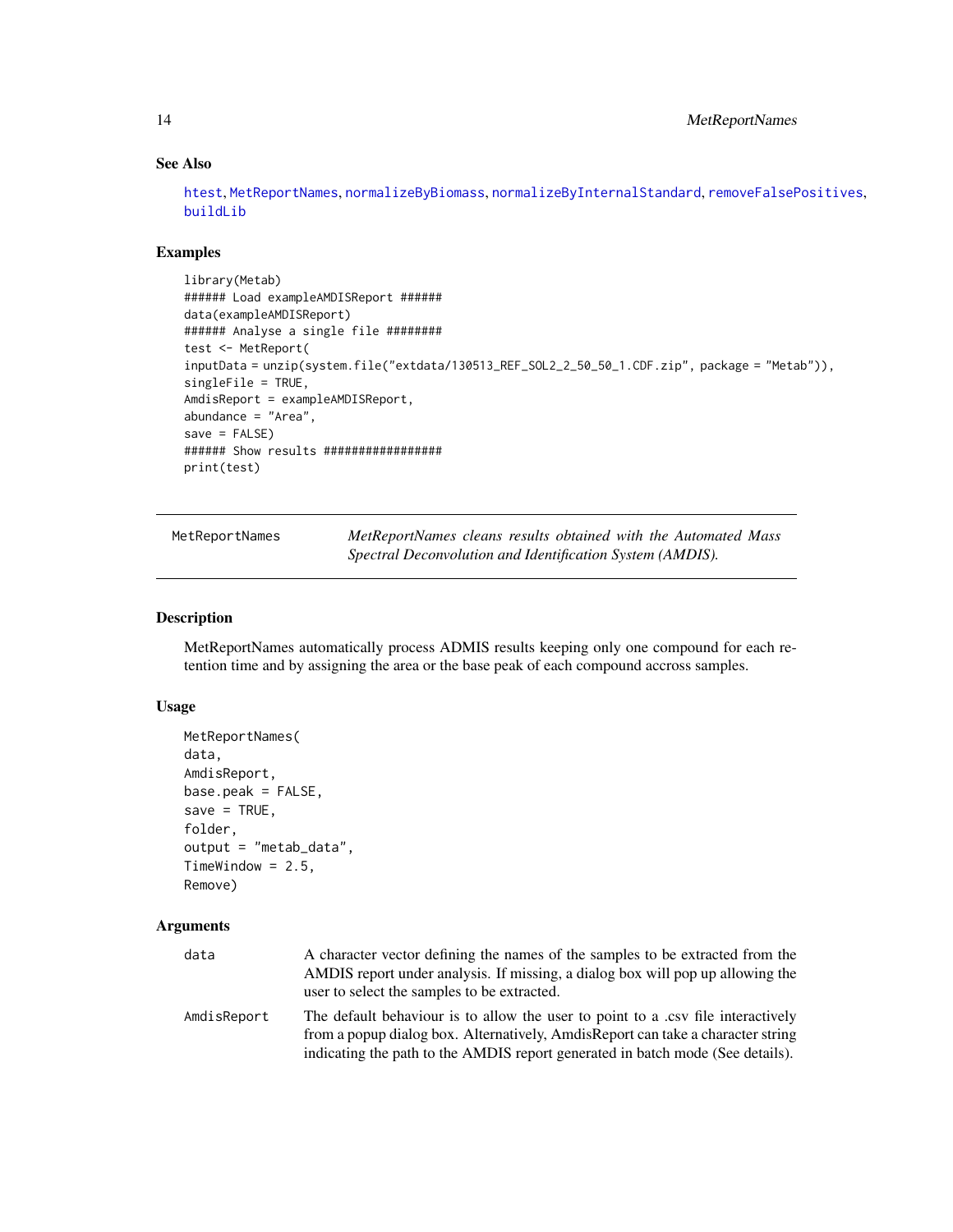### See Also

htest, MetReportNames, normalizeByBiomass, normalizeByInternalStandard, removeFalsePositives, buildLib

### Examples

```
library(Metab)
###### Load exampleAMDISReport ######
data(exampleAMDISReport)
###### Analyse a single file ########
test <- MetReport(
inputData = unzip(system.file("extdata/130513_REF_SOL2_2_50_50_1.CDF.zip", package = "Metab")),
singleFile = TRUE,
AmdisReport = exampleAMDISReport,
abundance = "Area",
save = FALSE)
###### Show results #################
print(test)
```

---

## MetReportNames

*MetReportNames cleans results obtained with the Automated Mass Spectral Deconvolution and Identification System (AMDIS).*

### Description

MetReportNames automatically process ADMIS results keeping only one compound for each retention time and by assigning the area or the base peak of each compound accross samples.

### Usage

```
MetReportNames(
data,
AmdisReport,
base.peak = FALSE,
save = TRUE,
folder,
output = "metab_data",
TimeWindow = 2.5,
Remove)
```

### Arguments

| | |
|---|---|
| data | A character vector defining the names of the samples to be extracted from the AMDIS report under analysis. If missing, a dialog box will pop up allowing the user to select the samples to be extracted. |
| AmdisReport | The default behaviour is to allow the user to point to a .csv file interactively from a popup dialog box. Alternatively, AmdisReport can take a character string indicating the path to the AMDIS report generated in batch mode (See details). |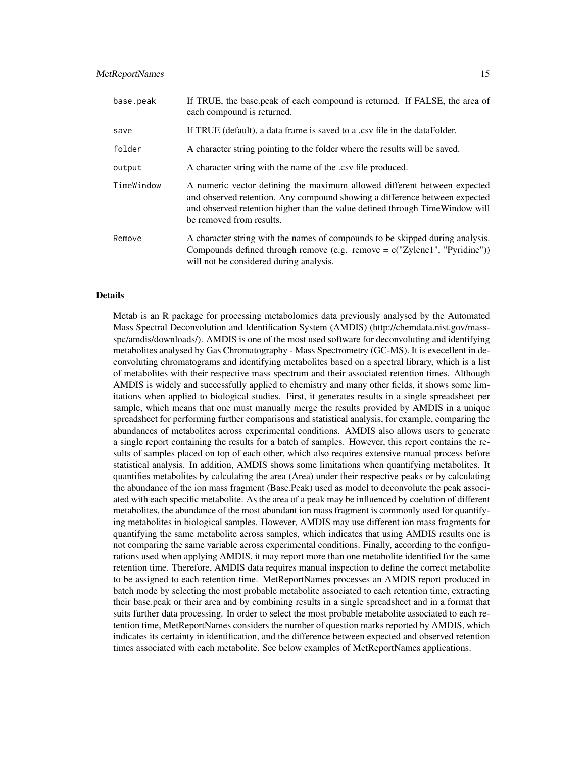| | |
|---|---|
| `base.peak` | If TRUE, the base.peak of each compound is returned. If FALSE, the area of each compound is returned. |
| `save` | If TRUE (default), a data frame is saved to a .csv file in the dataFolder. |
| `folder` | A character string pointing to the folder where the results will be saved. |
| `output` | A character string with the name of the .csv file produced. |
| `TimeWindow` | A numeric vector defining the maximum allowed different between expected and observed retention. Any compound showing a difference between expected and observed retention higher than the value defined through TimeWindow will be removed from results. |
| `Remove` | A character string with the names of compounds to be skipped during analysis. Compounds defined through remove (e.g. remove = c("Zylene1", "Pyridine")) will not be considered during analysis. |

### Details

Metab is an R package for processing metabolomics data previously analysed by the Automated Mass Spectral Deconvolution and Identification System (AMDIS) (http://chemdata.nist.gov/mass-spc/amdis/downloads/). AMDIS is one of the most used software for deconvoluting and identifying metabolites analysed by Gas Chromatography - Mass Spectrometry (GC-MS). It is execellent in deconvoluting chromatograms and identifying metabolites based on a spectral library, which is a list of metabolites with their respective mass spectrum and their associated retention times. Although AMDIS is widely and successfully applied to chemistry and many other fields, it shows some limitations when applied to biological studies. First, it generates results in a single spreadsheet per sample, which means that one must manually merge the results provided by AMDIS in a unique spreadsheet for performing further comparisons and statistical analysis, for example, comparing the abundances of metabolites across experimental conditions. AMDIS also allows users to generate a single report containing the results for a batch of samples. However, this report contains the results of samples placed on top of each other, which also requires extensive manual process before statistical analysis. In addition, AMDIS shows some limitations when quantifying metabolites. It quantifies metabolites by calculating the area (Area) under their respective peaks or by calculating the abundance of the ion mass fragment (Base.Peak) used as model to deconvolute the peak associated with each specific metabolite. As the area of a peak may be influenced by coelution of different metabolites, the abundance of the most abundant ion mass fragment is commonly used for quantifying metabolites in biological samples. However, AMDIS may use different ion mass fragments for quantifying the same metabolite across samples, which indicates that using AMDIS results one is not comparing the same variable across experimental conditions. Finally, according to the configurations used when applying AMDIS, it may report more than one metabolite identified for the same retention time. Therefore, AMDIS data requires manual inspection to define the correct metabolite to be assigned to each retention time. MetReportNames processes an AMDIS report produced in batch mode by selecting the most probable metabolite associated to each retention time, extracting their base.peak or their area and by combining results in a single spreadsheet and in a format that suits further data processing. In order to select the most probable metabolite associated to each retention time, MetReportNames considers the number of question marks reported by AMDIS, which indicates its certainty in identification, and the difference between expected and observed retention times associated with each metabolite. See below examples of MetReportNames applications.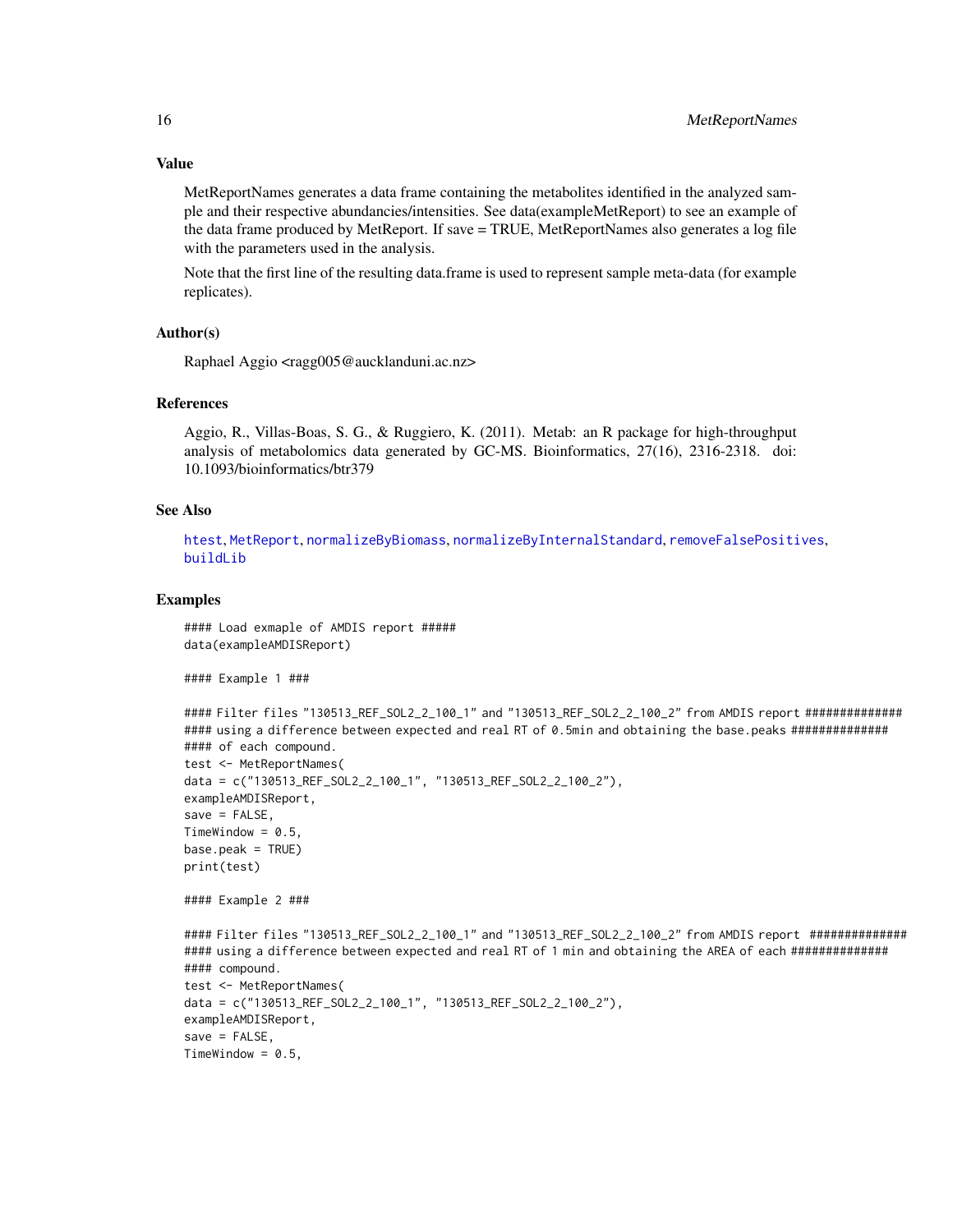## Value

MetReportNames generates a data frame containing the metabolites identified in the analyzed sample and their respective abundancies/intensities. See data(exampleMetReport) to see an example of the data frame produced by MetReport. If save = TRUE, MetReportNames also generates a log file with the parameters used in the analysis.

Note that the first line of the resulting data.frame is used to represent sample meta-data (for example replicates).

## Author(s)

Raphael Aggio <ragg005@aucklanduni.ac.nz>

## References

Aggio, R., Villas-Boas, S. G., & Ruggiero, K. (2011). Metab: an R package for high-throughput analysis of metabolomics data generated by GC-MS. Bioinformatics, 27(16), 2316-2318. doi: 10.1093/bioinformatics/btr379

## See Also

htest, MetReport, normalizeByBiomass, normalizeByInternalStandard, removeFalsePositives, buildLib

## Examples

```
#### Load exmaple of AMDIS report #####
data(exampleAMDISReport)

#### Example 1 ###

#### Filter files "130513_REF_SOL2_2_100_1" and "130513_REF_SOL2_2_100_2" from AMDIS report ##############
#### using a difference between expected and real RT of 0.5min and obtaining the base.peaks ##############
#### of each compound.
test <- MetReportNames(
data = c("130513_REF_SOL2_2_100_1", "130513_REF_SOL2_2_100_2"),
exampleAMDISReport,
save = FALSE,
TimeWindow = 0.5,
base.peak = TRUE)
print(test)

#### Example 2 ###

#### Filter files "130513_REF_SOL2_2_100_1" and "130513_REF_SOL2_2_100_2" from AMDIS report ##############
#### using a difference between expected and real RT of 1 min and obtaining the AREA of each ##############
#### compound.
test <- MetReportNames(
data = c("130513_REF_SOL2_2_100_1", "130513_REF_SOL2_2_100_2"),
exampleAMDISReport,
save = FALSE,
TimeWindow = 0.5,
```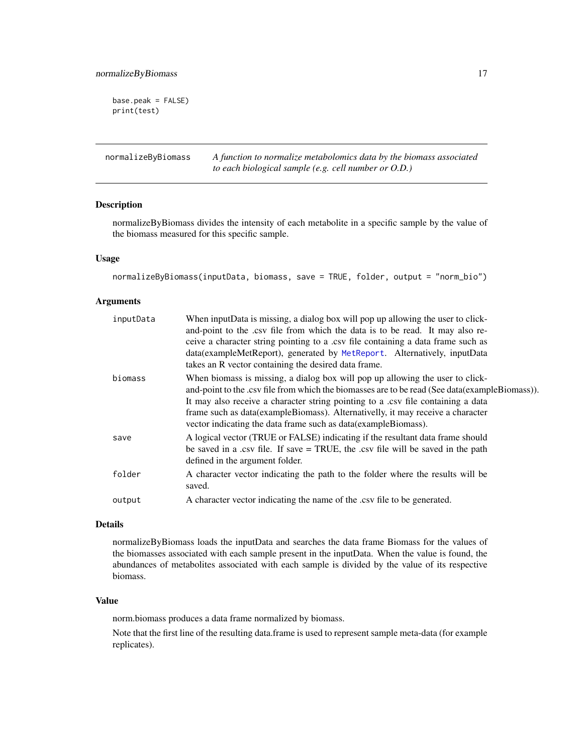```
base.peak = FALSE)
print(test)
```

## normalizeByBiomass

*A function to normalize metabolomics data by the biomass associated to each biological sample (e.g. cell number or O.D.)*

### Description

normalizeByBiomass divides the intensity of each metabolite in a specific sample by the value of the biomass measured for this specific sample.

### Usage

```
normalizeByBiomass(inputData, biomass, save = TRUE, folder, output = "norm_bio")
```

### Arguments

| | |
|---|---|
| inputData | When inputData is missing, a dialog box will pop up allowing the user to click-and-point to the .csv file from which the data is to be read. It may also receive a character string pointing to a .csv file containing a data frame such as data(exampleMetReport), generated by MetReport. Alternatively, inputData takes an R vector containing the desired data frame. |
| biomass | When biomass is missing, a dialog box will pop up allowing the user to click-and-point to the .csv file from which the biomasses are to be read (See data(exampleBiomass)). It may also receive a character string pointing to a .csv file containing a data frame such as data(exampleBiomass). Alternativelly, it may receive a character vector indicating the data frame such as data(exampleBiomass). |
| save | A logical vector (TRUE or FALSE) indicating if the resultant data frame should be saved in a .csv file. If save = TRUE, the .csv file will be saved in the path defined in the argument folder. |
| folder | A character vector indicating the path to the folder where the results will be saved. |
| output | A character vector indicating the name of the .csv file to be generated. |

### Details

normalizeByBiomass loads the inputData and searches the data frame Biomass for the values of the biomasses associated with each sample present in the inputData. When the value is found, the abundances of metabolites associated with each sample is divided by the value of its respective biomass.

### Value

norm.biomass produces a data frame normalized by biomass.

Note that the first line of the resulting data.frame is used to represent sample meta-data (for example replicates).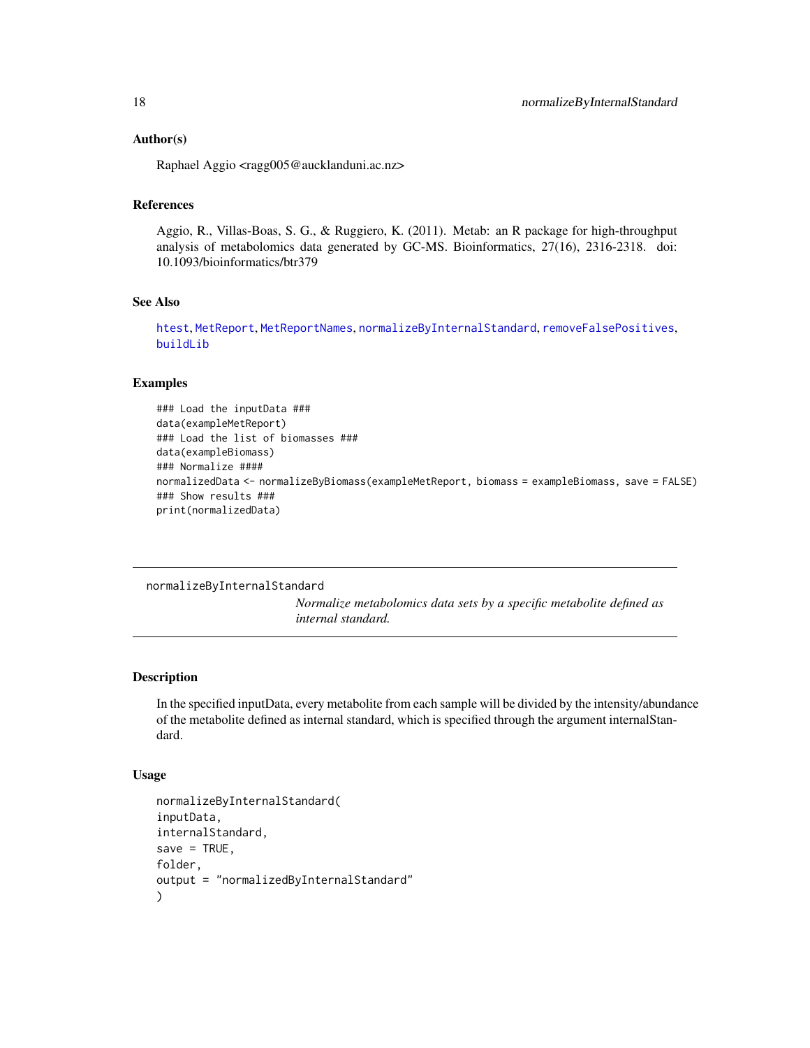### Author(s)

Raphael Aggio <ragg005@aucklanduni.ac.nz>

### References

Aggio, R., Villas-Boas, S. G., & Ruggiero, K. (2011). Metab: an R package for high-throughput analysis of metabolomics data generated by GC-MS. Bioinformatics, 27(16), 2316-2318. doi: 10.1093/bioinformatics/btr379

### See Also

htest, MetReport, MetReportNames, normalizeByInternalStandard, removeFalsePositives, buildLib

### Examples

```
### Load the inputData ###
data(exampleMetReport)
### Load the list of biomasses ###
data(exampleBiomass)
### Normalize ####
normalizedData <- normalizeByBiomass(exampleMetReport, biomass = exampleBiomass, save = FALSE)
### Show results ###
print(normalizedData)
```

---

## normalizeByInternalStandard

*Normalize metabolomics data sets by a specific metabolite defined as internal standard.*

---

### Description

In the specified inputData, every metabolite from each sample will be divided by the intensity/abundance of the metabolite defined as internal standard, which is specified through the argument internalStandard.

### Usage

```
normalizeByInternalStandard(
inputData,
internalStandard,
save = TRUE,
folder,
output = "normalizedByInternalStandard"
)
```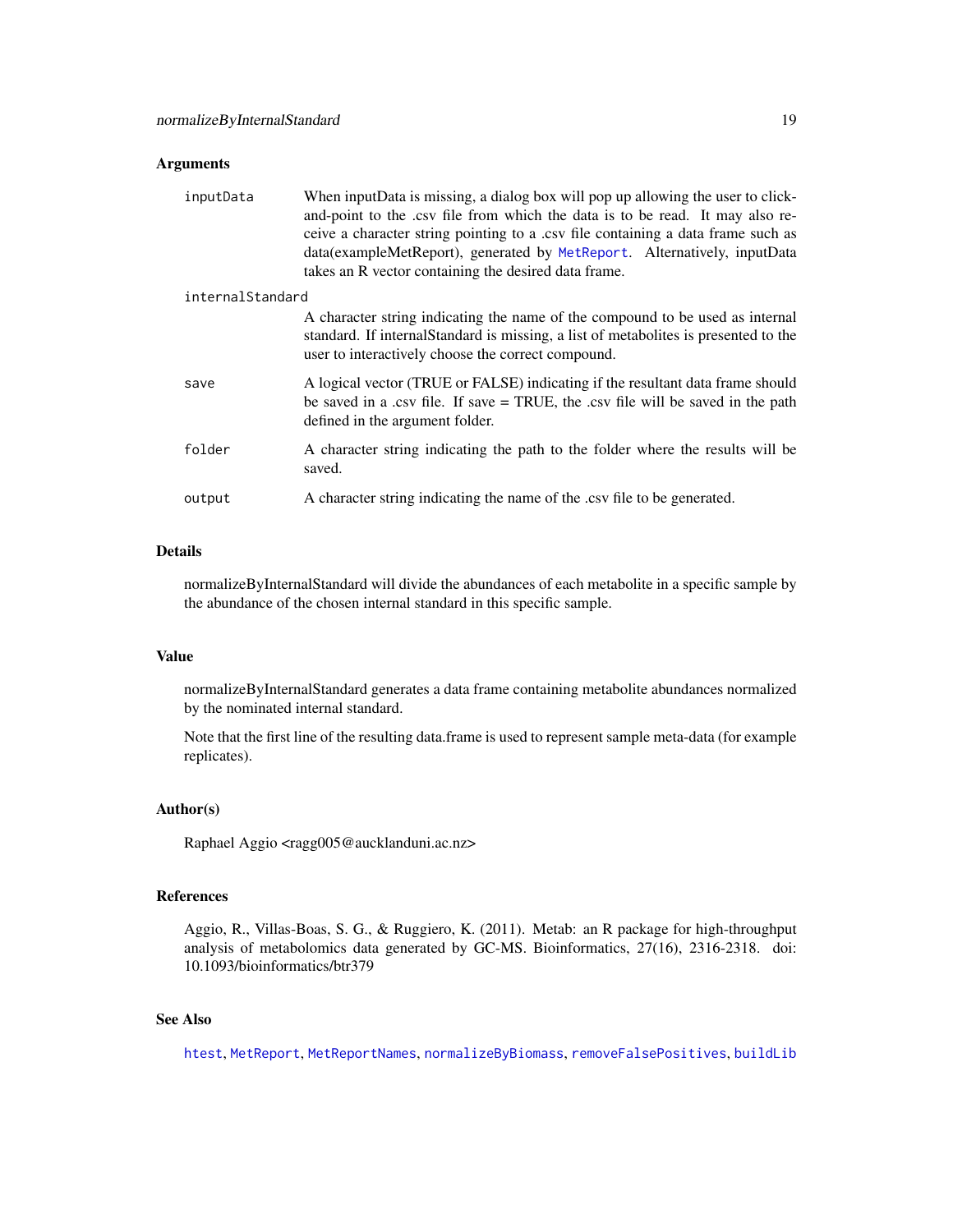## Arguments

**inputData** When inputData is missing, a dialog box will pop up allowing the user to click-and-point to the .csv file from which the data is to be read. It may also receive a character string pointing to a .csv file containing a data frame such as data(exampleMetReport), generated by `MetReport`. Alternatively, inputData takes an R vector containing the desired data frame.

**internalStandard** A character string indicating the name of the compound to be used as internal standard. If internalStandard is missing, a list of metabolites is presented to the user to interactively choose the correct compound.

**save** A logical vector (TRUE or FALSE) indicating if the resultant data frame should be saved in a .csv file. If save = TRUE, the .csv file will be saved in the path defined in the argument folder.

**folder** A character string indicating the path to the folder where the results will be saved.

**output** A character string indicating the name of the .csv file to be generated.

## Details

normalizeByInternalStandard will divide the abundances of each metabolite in a specific sample by the abundance of the chosen internal standard in this specific sample.

## Value

normalizeByInternalStandard generates a data frame containing metabolite abundances normalized by the nominated internal standard.

Note that the first line of the resulting data.frame is used to represent sample meta-data (for example replicates).

## Author(s)

Raphael Aggio <ragg005@aucklanduni.ac.nz>

## References

Aggio, R., Villas-Boas, S. G., & Ruggiero, K. (2011). Metab: an R package for high-throughput analysis of metabolomics data generated by GC-MS. Bioinformatics, 27(16), 2316-2318. doi: 10.1093/bioinformatics/btr379

## See Also

`htest`, `MetReport`, `MetReportNames`, `normalizeByBiomass`, `removeFalsePositives`, `buildLib`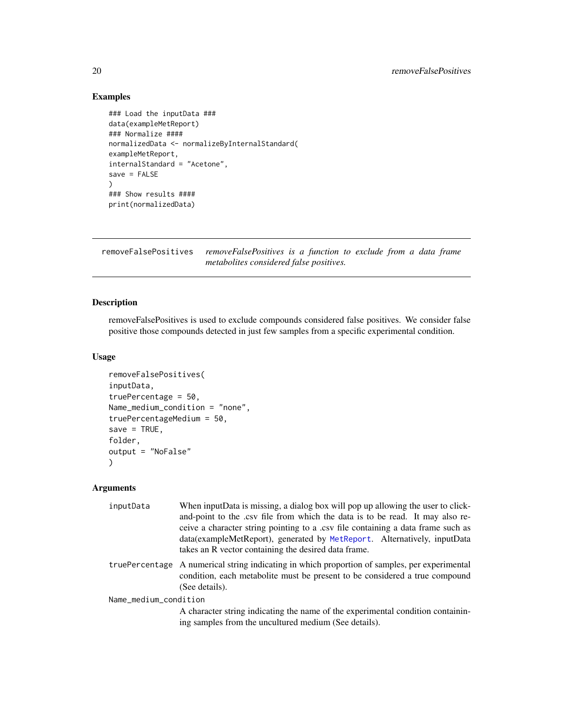## Examples

```
### Load the inputData ###
data(exampleMetReport)
### Normalize ####
normalizedData <- normalizeByInternalStandard(
exampleMetReport,
internalStandard = "Acetone",
save = FALSE
)
### Show results ####
print(normalizedData)
```

---

# removeFalsePositives

*removeFalsePositives is a function to exclude from a data frame metabolites considered false positives.*

---

## Description

removeFalsePositives is used to exclude compounds considered false positives. We consider false positive those compounds detected in just few samples from a specific experimental condition.

## Usage

```
removeFalsePositives(
inputData,
truePercentage = 50,
Name_medium_condition = "none",
truePercentageMedium = 50,
save = TRUE,
folder,
output = "NoFalse"
)
```

## Arguments

`inputData` When inputData is missing, a dialog box will pop up allowing the user to click-and-point to the .csv file from which the data is to be read. It may also receive a character string pointing to a .csv file containing a data frame such as data(exampleMetReport), generated by `MetReport`. Alternatively, inputData takes an R vector containing the desired data frame.

`truePercentage` A numerical string indicating in which proportion of samples, per experimental condition, each metabolite must be present to be considered a true compound (See details).

`Name_medium_condition` A character string indicating the name of the experimental condition containining samples from the uncultured medium (See details).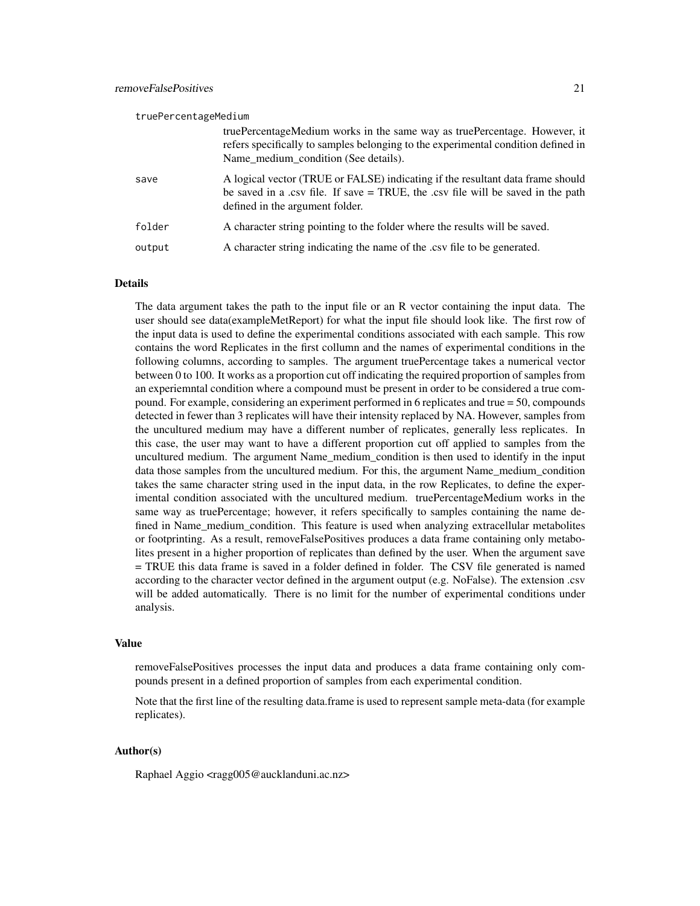truePercentageMedium
: truePercentageMedium works in the same way as truePercentage. However, it refers specifically to samples belonging to the experimental condition defined in Name_medium_condition (See details).

save
: A logical vector (TRUE or FALSE) indicating if the resultant data frame should be saved in a .csv file. If save = TRUE, the .csv file will be saved in the path defined in the argument folder.

folder
: A character string pointing to the folder where the results will be saved.

output
: A character string indicating the name of the .csv file to be generated.

## Details

The data argument takes the path to the input file or an R vector containing the input data. The user should see data(exampleMetReport) for what the input file should look like. The first row of the input data is used to define the experimental conditions associated with each sample. This row contains the word Replicates in the first collumn and the names of experimental conditions in the following columns, according to samples. The argument truePercentage takes a numerical vector between 0 to 100. It works as a proportion cut off indicating the required proportion of samples from an experiemntal condition where a compound must be present in order to be considered a true compound. For example, considering an experiment performed in 6 replicates and true = 50, compounds detected in fewer than 3 replicates will have their intensity replaced by NA. However, samples from the uncultured medium may have a different number of replicates, generally less replicates. In this case, the user may want to have a different proportion cut off applied to samples from the uncultured medium. The argument Name_medium_condition is then used to identify in the input data those samples from the uncultured medium. For this, the argument Name_medium_condition takes the same character string used in the input data, in the row Replicates, to define the experimental condition associated with the uncultured medium. truePercentageMedium works in the same way as truePercentage; however, it refers specifically to samples containing the name defined in Name_medium_condition. This feature is used when analyzing extracellular metabolites or footprinting. As a result, removeFalsePositives produces a data frame containing only metabolites present in a higher proportion of replicates than defined by the user. When the argument save = TRUE this data frame is saved in a folder defined in folder. The CSV file generated is named according to the character vector defined in the argument output (e.g. NoFalse). The extension .csv will be added automatically. There is no limit for the number of experimental conditions under analysis.

## Value

removeFalsePositives processes the input data and produces a data frame containing only compounds present in a defined proportion of samples from each experimental condition.

Note that the first line of the resulting data.frame is used to represent sample meta-data (for example replicates).

## Author(s)

Raphael Aggio <ragg005@aucklanduni.ac.nz>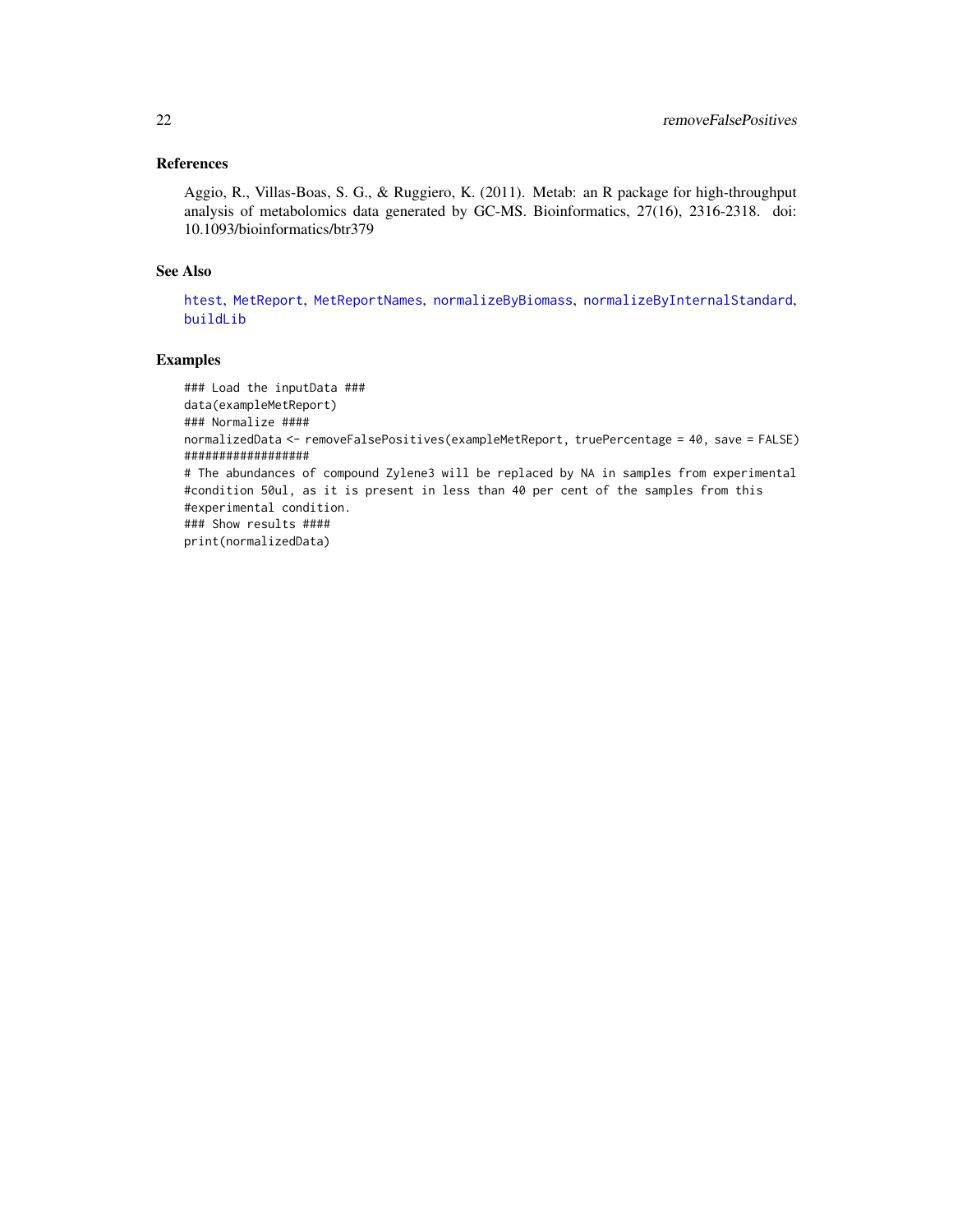### References

Aggio, R., Villas-Boas, S. G., & Ruggiero, K. (2011). Metab: an R package for high-throughput analysis of metabolomics data generated by GC-MS. Bioinformatics, 27(16), 2316-2318. doi: 10.1093/bioinformatics/btr379

### See Also

htest, MetReport, MetReportNames, normalizeByBiomass, normalizeByInternalStandard, buildLib

### Examples

```
### Load the inputData ###
data(exampleMetReport)
### Normalize ####
normalizedData <- removeFalsePositives(exampleMetReport, truePercentage = 40, save = FALSE)
##################
# The abundances of compound Zylene3 will be replaced by NA in samples from experimental
#condition 50ul, as it is present in less than 40 per cent of the samples from this
#experimental condition.
### Show results ####
print(normalizedData)
```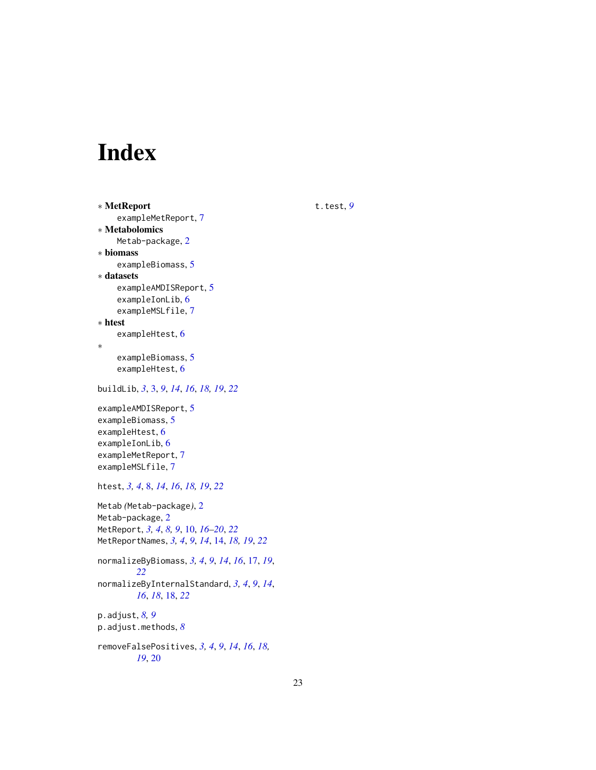# Index

∗ **MetReport**
  exampleMetReport, 7
∗ **Metabolomics**
  Metab-package, 2
∗ **biomass**
  exampleBiomass, 5
∗ **datasets**
  exampleAMDISReport, 5
  exampleIonLib, 6
  exampleMSLfile, 7
∗ **htest**
  exampleHtest, 6
∗
  exampleBiomass, 5
  exampleHtest, 6

buildLib, *3*, 3, *9*, *14*, *16*, *18*, *19*, *22*

exampleAMDISReport, 5
exampleBiomass, 5
exampleHtest, 6
exampleIonLib, 6
exampleMetReport, 7
exampleMSLfile, 7

htest, *3*, *4*, 8, *14*, *16*, *18*, *19*, *22*

Metab *(*Metab-package*)*, 2
Metab-package, 2
MetReport, *3*, *4*, *8*, *9*, 10, *16–20*, *22*
MetReportNames, *3*, *4*, *9*, *14*, 14, *18*, *19*, *22*

normalizeByBiomass, *3*, *4*, *9*, *14*, *16*, 17, *19*, *22*
normalizeByInternalStandard, *3*, *4*, *9*, *14*, *16*, *18*, 18, *22*

p.adjust, *8*, *9*
p.adjust.methods, *8*

removeFalsePositives, *3*, *4*, *9*, *14*, *16*, *18*, *19*, 20

t.test, *9*